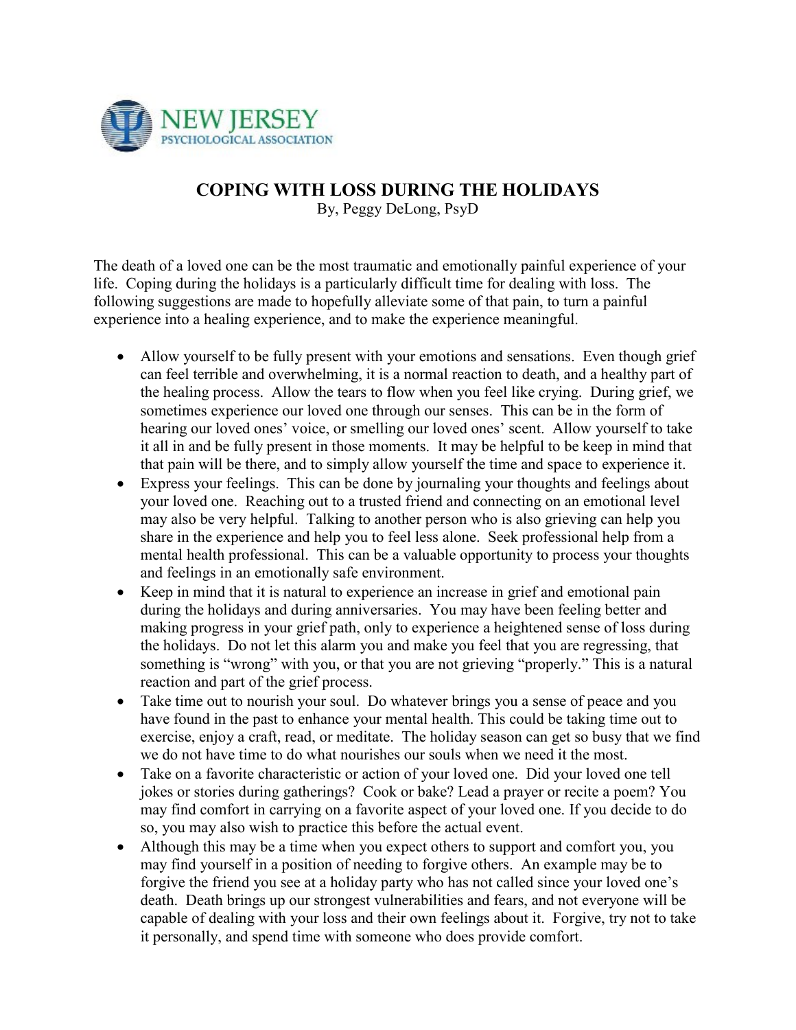NEW JERSEY PSYCHOLOGICAL ASSOCIATION

# COPING WITH LOSS DURING THE HOLIDAYS

By, Peggy DeLong, PsyD

The death of a loved one can be the most traumatic and emotionally painful experience of your life. Coping during the holidays is a particularly difficult time for dealing with loss. The following suggestions are made to hopefully alleviate some of that pain, to turn a painful experience into a healing experience, and to make the experience meaningful.

- Allow yourself to be fully present with your emotions and sensations. Even though grief can feel terrible and overwhelming, it is a normal reaction to death, and a healthy part of the healing process. Allow the tears to flow when you feel like crying. During grief, we sometimes experience our loved one through our senses. This can be in the form of hearing our loved ones' voice, or smelling our loved ones' scent. Allow yourself to take it all in and be fully present in those moments. It may be helpful to be keep in mind that that pain will be there, and to simply allow yourself the time and space to experience it.
- Express your feelings. This can be done by journaling your thoughts and feelings about your loved one. Reaching out to a trusted friend and connecting on an emotional level may also be very helpful. Talking to another person who is also grieving can help you share in the experience and help you to feel less alone. Seek professional help from a mental health professional. This can be a valuable opportunity to process your thoughts and feelings in an emotionally safe environment.
- Keep in mind that it is natural to experience an increase in grief and emotional pain during the holidays and during anniversaries. You may have been feeling better and making progress in your grief path, only to experience a heightened sense of loss during the holidays. Do not let this alarm you and make you feel that you are regressing, that something is "wrong" with you, or that you are not grieving "properly." This is a natural reaction and part of the grief process.
- Take time out to nourish your soul. Do whatever brings you a sense of peace and you have found in the past to enhance your mental health. This could be taking time out to exercise, enjoy a craft, read, or meditate. The holiday season can get so busy that we find we do not have time to do what nourishes our souls when we need it the most.
- Take on a favorite characteristic or action of your loved one. Did your loved one tell jokes or stories during gatherings? Cook or bake? Lead a prayer or recite a poem? You may find comfort in carrying on a favorite aspect of your loved one. If you decide to do so, you may also wish to practice this before the actual event.
- Although this may be a time when you expect others to support and comfort you, you may find yourself in a position of needing to forgive others. An example may be to forgive the friend you see at a holiday party who has not called since your loved one's death. Death brings up our strongest vulnerabilities and fears, and not everyone will be capable of dealing with your loss and their own feelings about it. Forgive, try not to take it personally, and spend time with someone who does provide comfort.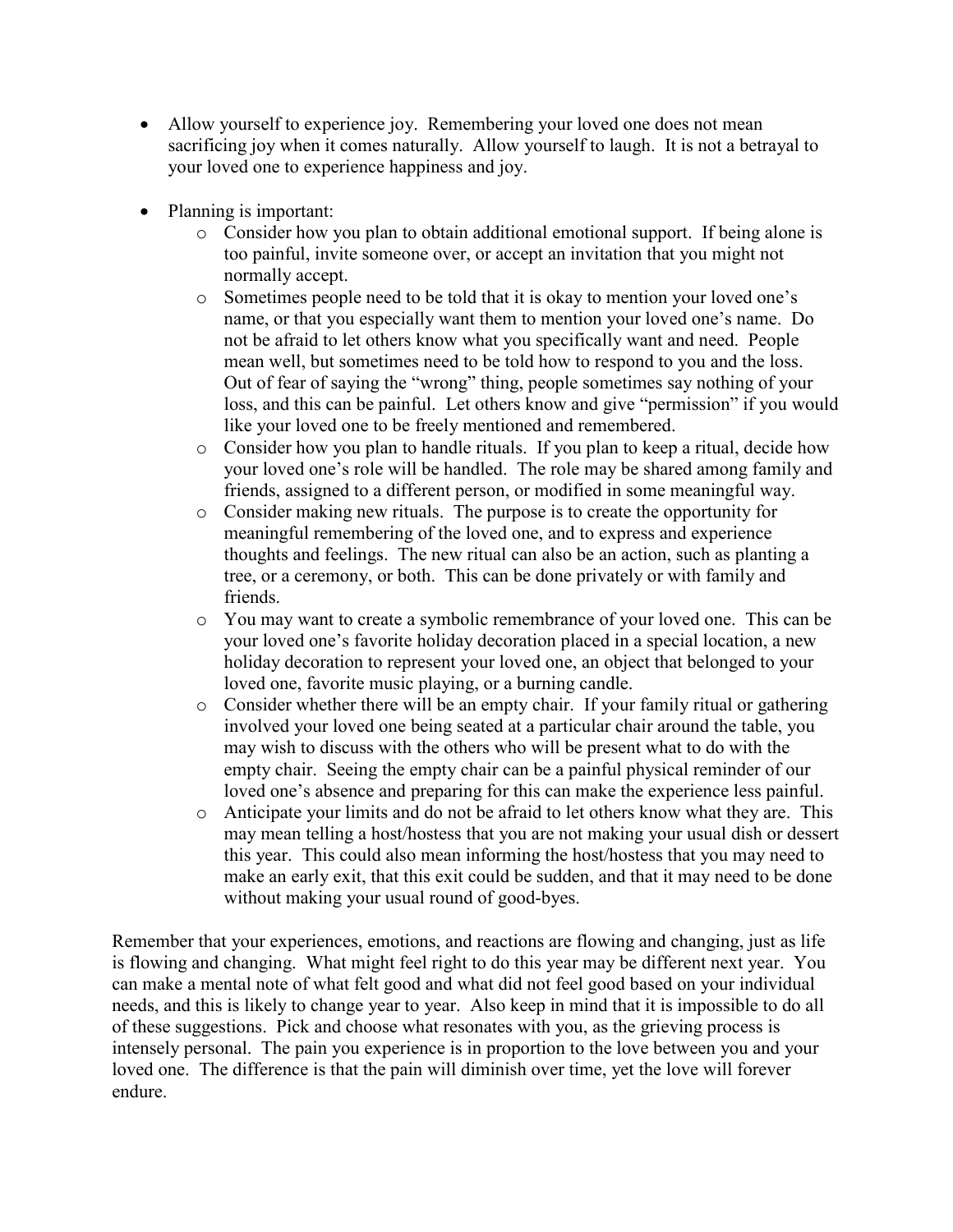- Allow yourself to experience joy. Remembering your loved one does not mean sacrificing joy when it comes naturally. Allow yourself to laugh. It is not a betrayal to your loved one to experience happiness and joy.

- Planning is important:
  - Consider how you plan to obtain additional emotional support. If being alone is too painful, invite someone over, or accept an invitation that you might not normally accept.
  - Sometimes people need to be told that it is okay to mention your loved one's name, or that you especially want them to mention your loved one's name. Do not be afraid to let others know what you specifically want and need. People mean well, but sometimes need to be told how to respond to you and the loss. Out of fear of saying the "wrong" thing, people sometimes say nothing of your loss, and this can be painful. Let others know and give "permission" if you would like your loved one to be freely mentioned and remembered.
  - Consider how you plan to handle rituals. If you plan to keep a ritual, decide how your loved one's role will be handled. The role may be shared among family and friends, assigned to a different person, or modified in some meaningful way.
  - Consider making new rituals. The purpose is to create the opportunity for meaningful remembering of the loved one, and to express and experience thoughts and feelings. The new ritual can also be an action, such as planting a tree, or a ceremony, or both. This can be done privately or with family and friends.
  - You may want to create a symbolic remembrance of your loved one. This can be your loved one's favorite holiday decoration placed in a special location, a new holiday decoration to represent your loved one, an object that belonged to your loved one, favorite music playing, or a burning candle.
  - Consider whether there will be an empty chair. If your family ritual or gathering involved your loved one being seated at a particular chair around the table, you may wish to discuss with the others who will be present what to do with the empty chair. Seeing the empty chair can be a painful physical reminder of our loved one's absence and preparing for this can make the experience less painful.
  - Anticipate your limits and do not be afraid to let others know what they are. This may mean telling a host/hostess that you are not making your usual dish or dessert this year. This could also mean informing the host/hostess that you may need to make an early exit, that this exit could be sudden, and that it may need to be done without making your usual round of good-byes.

Remember that your experiences, emotions, and reactions are flowing and changing, just as life is flowing and changing. What might feel right to do this year may be different next year. You can make a mental note of what felt good and what did not feel good based on your individual needs, and this is likely to change year to year. Also keep in mind that it is impossible to do all of these suggestions. Pick and choose what resonates with you, as the grieving process is intensely personal. The pain you experience is in proportion to the love between you and your loved one. The difference is that the pain will diminish over time, yet the love will forever endure.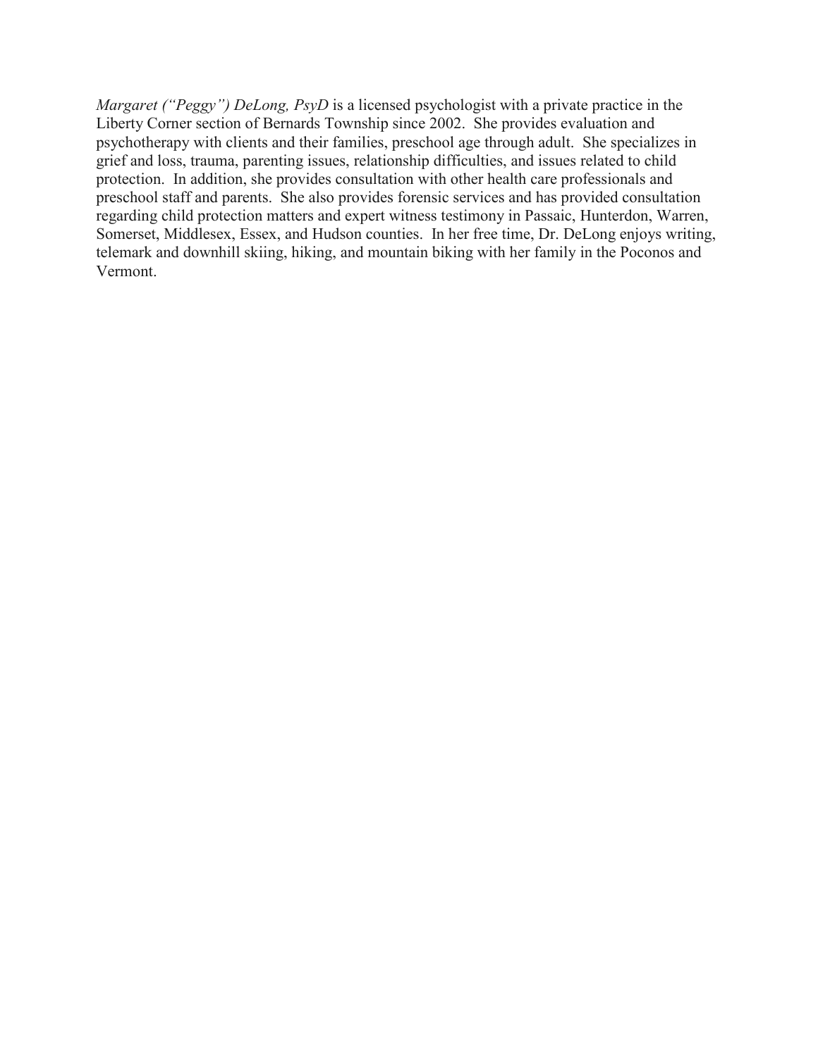*Margaret ("Peggy") DeLong, PsyD* is a licensed psychologist with a private practice in the Liberty Corner section of Bernards Township since 2002. She provides evaluation and psychotherapy with clients and their families, preschool age through adult. She specializes in grief and loss, trauma, parenting issues, relationship difficulties, and issues related to child protection. In addition, she provides consultation with other health care professionals and preschool staff and parents. She also provides forensic services and has provided consultation regarding child protection matters and expert witness testimony in Passaic, Hunterdon, Warren, Somerset, Middlesex, Essex, and Hudson counties. In her free time, Dr. DeLong enjoys writing, telemark and downhill skiing, hiking, and mountain biking with her family in the Poconos and Vermont.